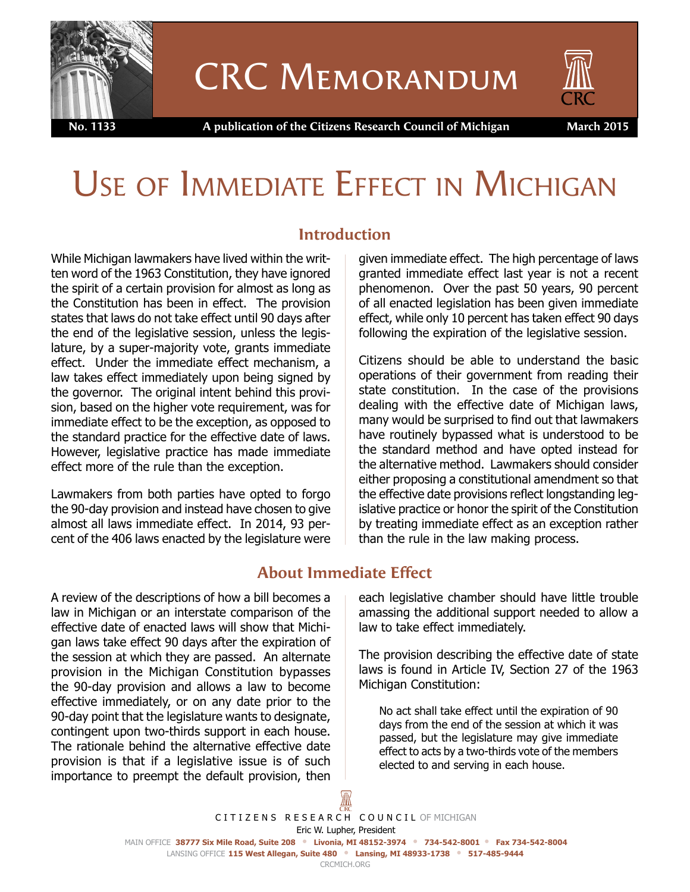# CRC Memorandum

**No. 1133** A publication of the Citizens Research Council of Michigan **March 2015**

# Use of Immediate Effect in Michigan

## Introduction

While Michigan lawmakers have lived within the written word of the 1963 Constitution, they have ignored the spirit of a certain provision for almost as long as the Constitution has been in effect. The provision states that laws do not take effect until 90 days after the end of the legislative session, unless the legislature, by a super-majority vote, grants immediate effect. Under the immediate effect mechanism, a law takes effect immediately upon being signed by the governor. The original intent behind this provision, based on the higher vote requirement, was for immediate effect to be the exception, as opposed to the standard practice for the effective date of laws. However, legislative practice has made immediate effect more of the rule than the exception.

Lawmakers from both parties have opted to forgo the 90-day provision and instead have chosen to give almost all laws immediate effect. In 2014, 93 percent of the 406 laws enacted by the legislature were given immediate effect. The high percentage of laws granted immediate effect last year is not a recent phenomenon. Over the past 50 years, 90 percent of all enacted legislation has been given immediate effect, while only 10 percent has taken effect 90 days following the expiration of the legislative session.

Citizens should be able to understand the basic operations of their government from reading their state constitution. In the case of the provisions dealing with the effective date of Michigan laws, many would be surprised to find out that lawmakers have routinely bypassed what is understood to be the standard method and have opted instead for the alternative method. Lawmakers should consider either proposing a constitutional amendment so that the effective date provisions reflect longstanding legislative practice or honor the spirit of the Constitution by treating immediate effect as an exception rather than the rule in the law making process.

## About Immediate Effect

A review of the descriptions of how a bill becomes a law in Michigan or an interstate comparison of the effective date of enacted laws will show that Michigan laws take effect 90 days after the expiration of the session at which they are passed. An alternate provision in the Michigan Constitution bypasses the 90-day provision and allows a law to become effective immediately, or on any date prior to the 90-day point that the legislature wants to designate, contingent upon two-thirds support in each house. The rationale behind the alternative effective date provision is that if a legislative issue is of such importance to preempt the default provision, then each legislative chamber should have little trouble amassing the additional support needed to allow a law to take effect immediately.

The provision describing the effective date of state laws is found in Article IV, Section 27 of the 1963 Michigan Constitution:

> No act shall take effect until the expiration of 90 days from the end of the session at which it was passed, but the legislature may give immediate effect to acts by a two-thirds vote of the members elected to and serving in each house.

CITIZENS RESEARCH COUNCIL OF MICHIGAN
Eric W. Lupher, President
MAIN OFFICE **38777 Six Mile Road, Suite 208** • **Livonia, MI 48152-3974** • **734-542-8001** • **Fax 734-542-8004**
LANSING OFFICE **115 West Allegan, Suite 480** • **Lansing, MI 48933-1738** • **517-485-9444**
CRCMICH.ORG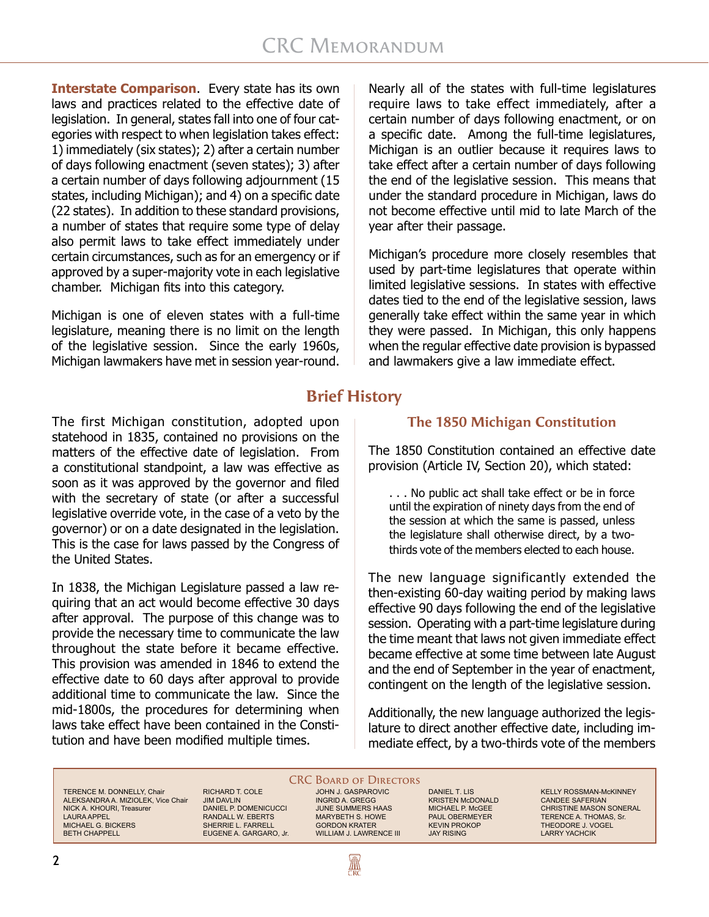**Interstate Comparison**. Every state has its own laws and practices related to the effective date of legislation. In general, states fall into one of four categories with respect to when legislation takes effect: 1) immediately (six states); 2) after a certain number of days following enactment (seven states); 3) after a certain number of days following adjournment (15 states, including Michigan); and 4) on a specific date (22 states). In addition to these standard provisions, a number of states that require some type of delay also permit laws to take effect immediately under certain circumstances, such as for an emergency or if approved by a super-majority vote in each legislative chamber. Michigan fits into this category.

Michigan is one of eleven states with a full-time legislature, meaning there is no limit on the length of the legislative session. Since the early 1960s, Michigan lawmakers have met in session year-round. Nearly all of the states with full-time legislatures require laws to take effect immediately, after a certain number of days following enactment, or on a specific date. Among the full-time legislatures, Michigan is an outlier because it requires laws to take effect after a certain number of days following the end of the legislative session. This means that under the standard procedure in Michigan, laws do not become effective until mid to late March of the year after their passage.

Michigan's procedure more closely resembles that used by part-time legislatures that operate within limited legislative sessions. In states with effective dates tied to the end of the legislative session, laws generally take effect within the same year in which they were passed. In Michigan, this only happens when the regular effective date provision is bypassed and lawmakers give a law immediate effect.

## Brief History

The first Michigan constitution, adopted upon statehood in 1835, contained no provisions on the matters of the effective date of legislation. From a constitutional standpoint, a law was effective as soon as it was approved by the governor and filed with the secretary of state (or after a successful legislative override vote, in the case of a veto by the governor) or on a date designated in the legislation. This is the case for laws passed by the Congress of the United States.

In 1838, the Michigan Legislature passed a law requiring that an act would become effective 30 days after approval. The purpose of this change was to provide the necessary time to communicate the law throughout the state before it became effective. This provision was amended in 1846 to extend the effective date to 60 days after approval to provide additional time to communicate the law. Since the mid-1800s, the procedures for determining when laws take effect have been contained in the Constitution and have been modified multiple times.

### The 1850 Michigan Constitution

The 1850 Constitution contained an effective date provision (Article IV, Section 20), which stated:

> . . . No public act shall take effect or be in force until the expiration of ninety days from the end of the session at which the same is passed, unless the legislature shall otherwise direct, by a two-thirds vote of the members elected to each house.

The new language significantly extended the then-existing 60-day waiting period by making laws effective 90 days following the end of the legislative session. Operating with a part-time legislature during the time meant that laws not given immediate effect became effective at some time between late August and the end of September in the year of enactment, contingent on the length of the legislative session.

Additionally, the new language authorized the legislature to direct another effective date, including immediate effect, by a two-thirds vote of the members

CRC Board of Directors

| | | | | |
|---|---|---|---|---|
| TERENCE M. DONNELLY, Chair | RICHARD T. COLE | JOHN J. GASPAROVIC | DANIEL T. LIS | KELLY ROSSMAN-McKINNEY |
| ALEKSANDRA A. MIZIOLEK, Vice Chair | JIM DAVLIN | INGRID A. GREGG | KRISTEN McDONALD | CANDEE SAFERIAN |
| NICK A. KHOURI, Treasurer | DANIEL P. DOMENICUCCI | JUNE SUMMERS HAAS | MICHAEL P. McGEE | CHRISTINE MASON SONERAL |
| LAURA APPEL | RANDALL W. EBERTS | MARYBETH S. HOWE | PAUL OBERMEYER | TERENCE A. THOMAS, Sr. |
| MICHAEL G. BICKERS | SHERRIE L. FARRELL | GORDON KRATER | KEVIN PROKOP | THEODORE J. VOGEL |
| BETH CHAPPELL | EUGENE A. GARGARO, Jr. | WILLIAM J. LAWRENCE III | JAY RISING | LARRY YACHCIK |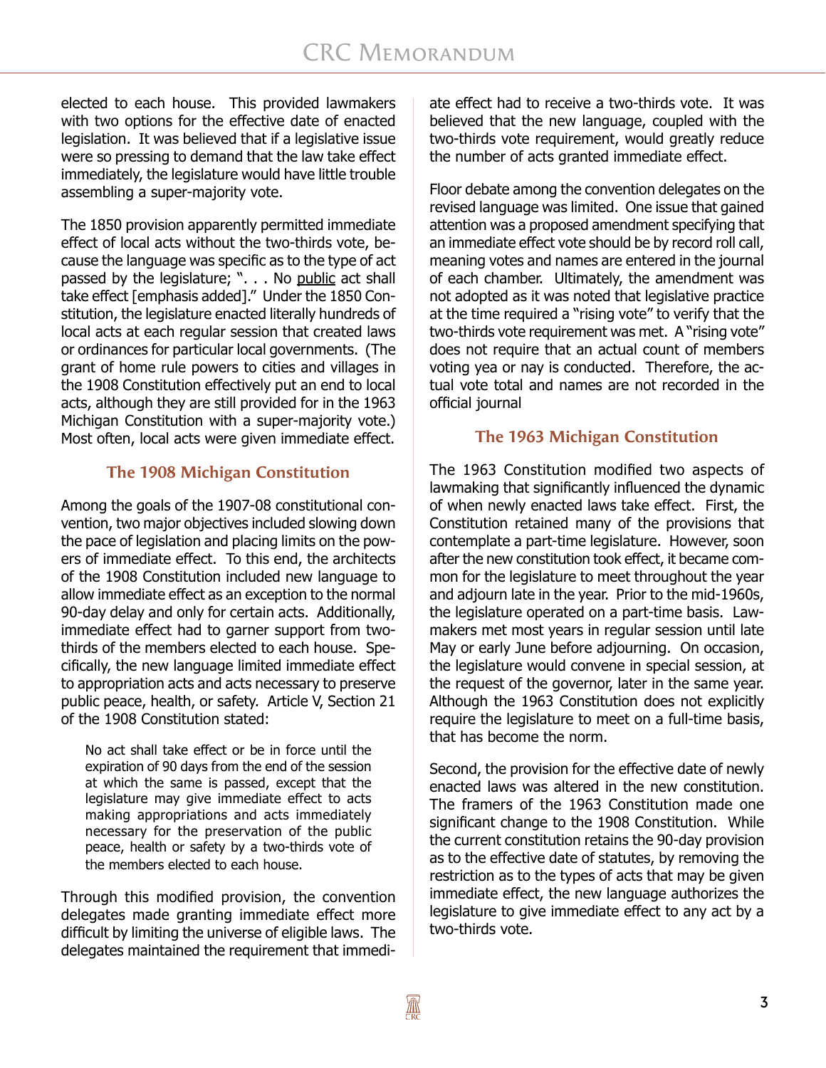elected to each house. This provided lawmakers with two options for the effective date of enacted legislation. It was believed that if a legislative issue were so pressing to demand that the law take effect immediately, the legislature would have little trouble assembling a super-majority vote.

The 1850 provision apparently permitted immediate effect of local acts without the two-thirds vote, because the language was specific as to the type of act passed by the legislature; ". . . No public act shall take effect [emphasis added]." Under the 1850 Constitution, the legislature enacted literally hundreds of local acts at each regular session that created laws or ordinances for particular local governments. (The grant of home rule powers to cities and villages in the 1908 Constitution effectively put an end to local acts, although they are still provided for in the 1963 Michigan Constitution with a super-majority vote.) Most often, local acts were given immediate effect.

## The 1908 Michigan Constitution

Among the goals of the 1907-08 constitutional convention, two major objectives included slowing down the pace of legislation and placing limits on the powers of immediate effect. To this end, the architects of the 1908 Constitution included new language to allow immediate effect as an exception to the normal 90-day delay and only for certain acts. Additionally, immediate effect had to garner support from two-thirds of the members elected to each house. Specifically, the new language limited immediate effect to appropriation acts and acts necessary to preserve public peace, health, or safety. Article V, Section 21 of the 1908 Constitution stated:

> No act shall take effect or be in force until the expiration of 90 days from the end of the session at which the same is passed, except that the legislature may give immediate effect to acts making appropriations and acts immediately necessary for the preservation of the public peace, health or safety by a two-thirds vote of the members elected to each house.

Through this modified provision, the convention delegates made granting immediate effect more difficult by limiting the universe of eligible laws. The delegates maintained the requirement that immediate effect had to receive a two-thirds vote. It was believed that the new language, coupled with the two-thirds vote requirement, would greatly reduce the number of acts granted immediate effect.

Floor debate among the convention delegates on the revised language was limited. One issue that gained attention was a proposed amendment specifying that an immediate effect vote should be by record roll call, meaning votes and names are entered in the journal of each chamber. Ultimately, the amendment was not adopted as it was noted that legislative practice at the time required a "rising vote" to verify that the two-thirds vote requirement was met. A "rising vote" does not require that an actual count of members voting yea or nay is conducted. Therefore, the actual vote total and names are not recorded in the official journal

## The 1963 Michigan Constitution

The 1963 Constitution modified two aspects of lawmaking that significantly influenced the dynamic of when newly enacted laws take effect. First, the Constitution retained many of the provisions that contemplate a part-time legislature. However, soon after the new constitution took effect, it became common for the legislature to meet throughout the year and adjourn late in the year. Prior to the mid-1960s, the legislature operated on a part-time basis. Lawmakers met most years in regular session until late May or early June before adjourning. On occasion, the legislature would convene in special session, at the request of the governor, later in the same year. Although the 1963 Constitution does not explicitly require the legislature to meet on a full-time basis, that has become the norm.

Second, the provision for the effective date of newly enacted laws was altered in the new constitution. The framers of the 1963 Constitution made one significant change to the 1908 Constitution. While the current constitution retains the 90-day provision as to the effective date of statutes, by removing the restriction as to the types of acts that may be given immediate effect, the new language authorizes the legislature to give immediate effect to any act by a two-thirds vote.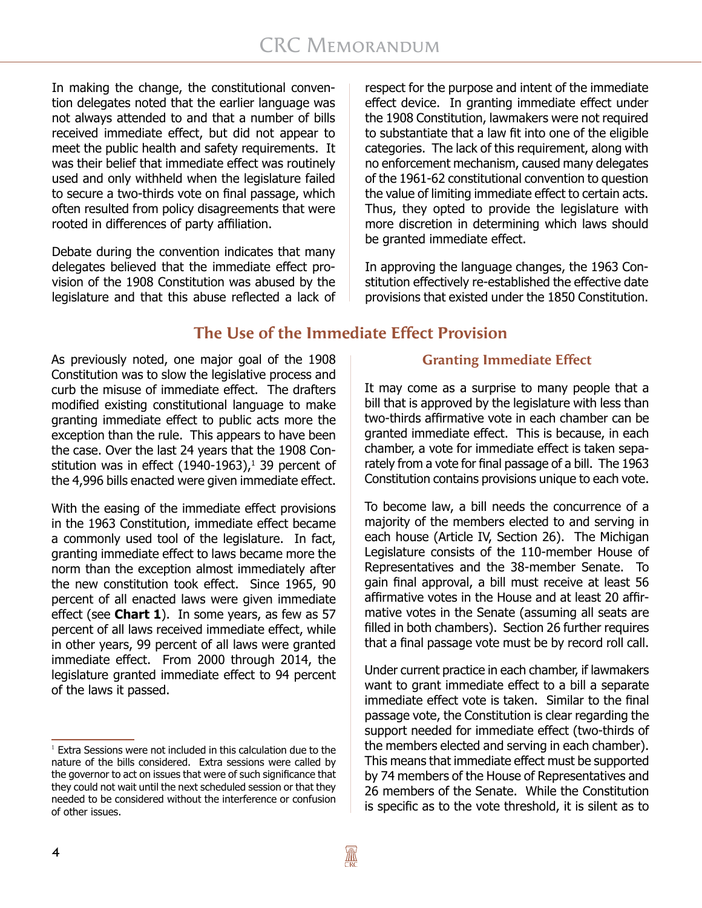In making the change, the constitutional convention delegates noted that the earlier language was not always attended to and that a number of bills received immediate effect, but did not appear to meet the public health and safety requirements. It was their belief that immediate effect was routinely used and only withheld when the legislature failed to secure a two-thirds vote on final passage, which often resulted from policy disagreements that were rooted in differences of party affiliation.

Debate during the convention indicates that many delegates believed that the immediate effect provision of the 1908 Constitution was abused by the legislature and that this abuse reflected a lack of respect for the purpose and intent of the immediate effect device. In granting immediate effect under the 1908 Constitution, lawmakers were not required to substantiate that a law fit into one of the eligible categories. The lack of this requirement, along with no enforcement mechanism, caused many delegates of the 1961-62 constitutional convention to question the value of limiting immediate effect to certain acts. Thus, they opted to provide the legislature with more discretion in determining which laws should be granted immediate effect.

In approving the language changes, the 1963 Constitution effectively re-established the effective date provisions that existed under the 1850 Constitution.

## The Use of the Immediate Effect Provision

As previously noted, one major goal of the 1908 Constitution was to slow the legislative process and curb the misuse of immediate effect. The drafters modified existing constitutional language to make granting immediate effect to public acts more the exception than the rule. This appears to have been the case. Over the last 24 years that the 1908 Constitution was in effect (1940-1963),[1] 39 percent of the 4,996 bills enacted were given immediate effect.

With the easing of the immediate effect provisions in the 1963 Constitution, immediate effect became a commonly used tool of the legislature. In fact, granting immediate effect to laws became more the norm than the exception almost immediately after the new constitution took effect. Since 1965, 90 percent of all enacted laws were given immediate effect (see **Chart 1**). In some years, as few as 57 percent of all laws received immediate effect, while in other years, 99 percent of all laws were granted immediate effect. From 2000 through 2014, the legislature granted immediate effect to 94 percent of the laws it passed.

### Granting Immediate Effect

It may come as a surprise to many people that a bill that is approved by the legislature with less than two-thirds affirmative vote in each chamber can be granted immediate effect. This is because, in each chamber, a vote for immediate effect is taken separately from a vote for final passage of a bill. The 1963 Constitution contains provisions unique to each vote.

To become law, a bill needs the concurrence of a majority of the members elected to and serving in each house (Article IV, Section 26). The Michigan Legislature consists of the 110-member House of Representatives and the 38-member Senate. To gain final approval, a bill must receive at least 56 affirmative votes in the House and at least 20 affirmative votes in the Senate (assuming all seats are filled in both chambers). Section 26 further requires that a final passage vote must be by record roll call.

Under current practice in each chamber, if lawmakers want to grant immediate effect to a bill a separate immediate effect vote is taken. Similar to the final passage vote, the Constitution is clear regarding the support needed for immediate effect (two-thirds of the members elected and serving in each chamber). This means that immediate effect must be supported by 74 members of the House of Representatives and 26 members of the Senate. While the Constitution is specific as to the vote threshold, it is silent as to

---

[1] Extra Sessions were not included in this calculation due to the nature of the bills considered. Extra sessions were called by the governor to act on issues that were of such significance that they could not wait until the next scheduled session or that they needed to be considered without the interference or confusion of other issues.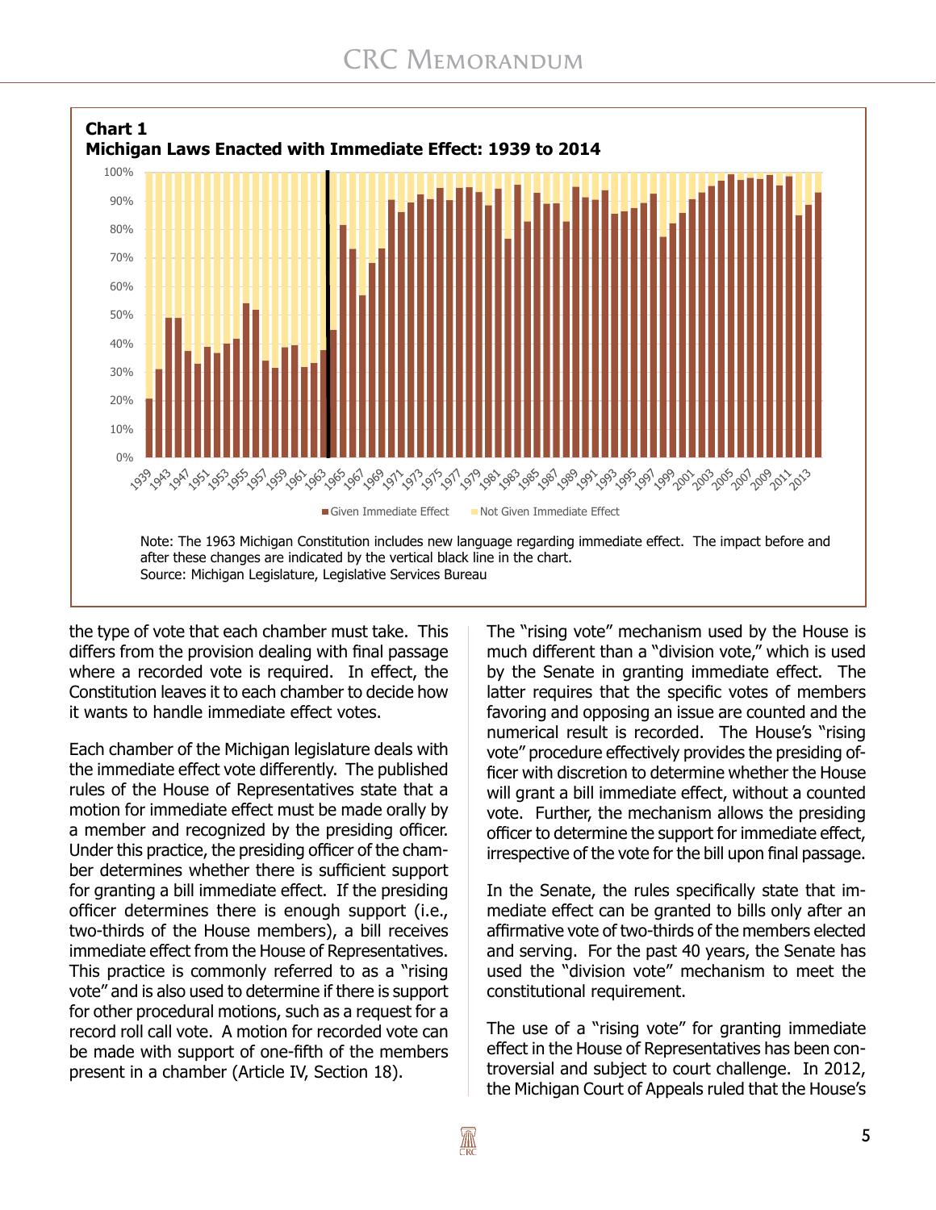**Chart 1**
**Michigan Laws Enacted with Immediate Effect: 1939 to 2014**

Note: The 1963 Michigan Constitution includes new language regarding immediate effect. The impact before and after these changes are indicated by the vertical black line in the chart.
Source: Michigan Legislature, Legislative Services Bureau

the type of vote that each chamber must take. This differs from the provision dealing with final passage where a recorded vote is required. In effect, the Constitution leaves it to each chamber to decide how it wants to handle immediate effect votes.

Each chamber of the Michigan legislature deals with the immediate effect vote differently. The published rules of the House of Representatives state that a motion for immediate effect must be made orally by a member and recognized by the presiding officer. Under this practice, the presiding officer of the chamber determines whether there is sufficient support for granting a bill immediate effect. If the presiding officer determines there is enough support (i.e., two-thirds of the House members), a bill receives immediate effect from the House of Representatives. This practice is commonly referred to as a "rising vote" and is also used to determine if there is support for other procedural motions, such as a request for a record roll call vote. A motion for recorded vote can be made with support of one-fifth of the members present in a chamber (Article IV, Section 18).

The "rising vote" mechanism used by the House is much different than a "division vote," which is used by the Senate in granting immediate effect. The latter requires that the specific votes of members favoring and opposing an issue are counted and the numerical result is recorded. The House's "rising vote" procedure effectively provides the presiding officer with discretion to determine whether the House will grant a bill immediate effect, without a counted vote. Further, the mechanism allows the presiding officer to determine the support for immediate effect, irrespective of the vote for the bill upon final passage.

In the Senate, the rules specifically state that immediate effect can be granted to bills only after an affirmative vote of two-thirds of the members elected and serving. For the past 40 years, the Senate has used the "division vote" mechanism to meet the constitutional requirement.

The use of a "rising vote" for granting immediate effect in the House of Representatives has been controversial and subject to court challenge. In 2012, the Michigan Court of Appeals ruled that the House's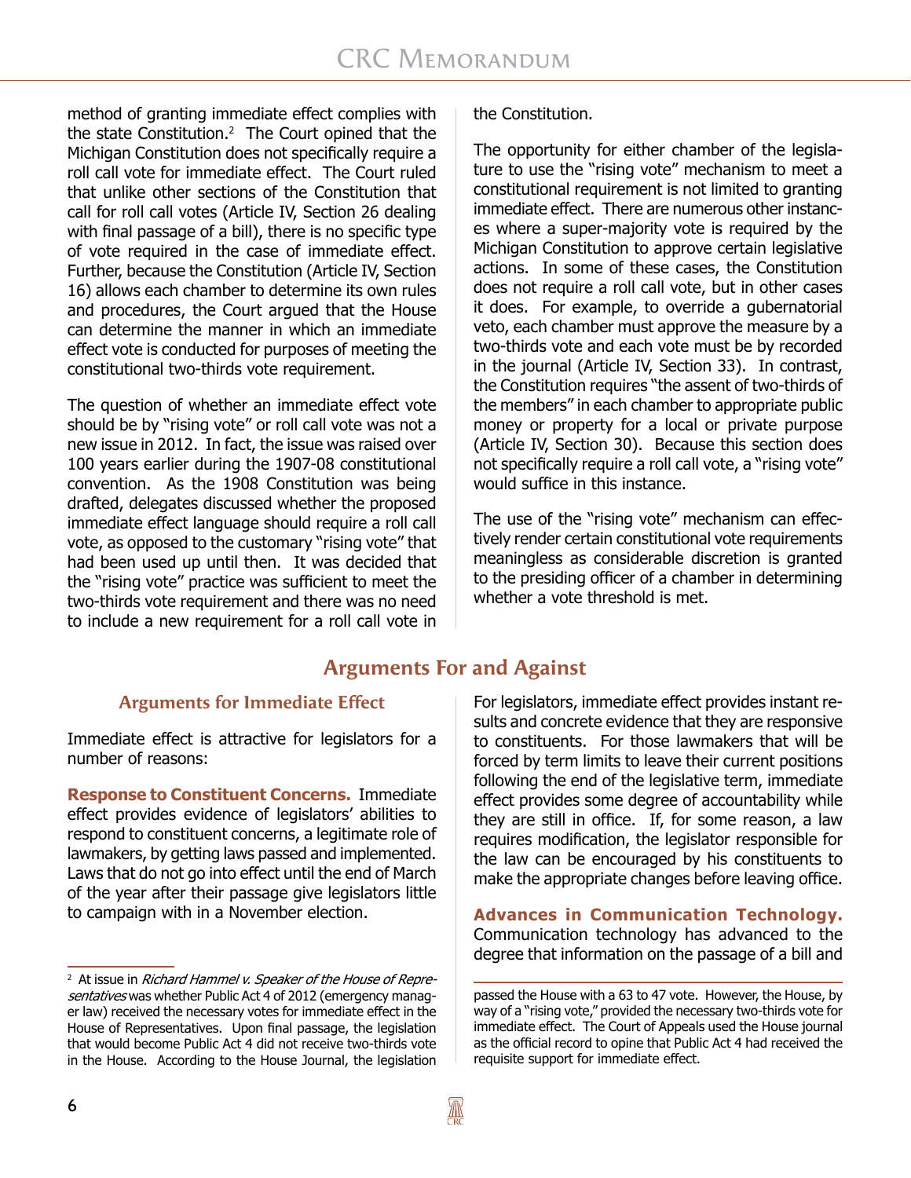method of granting immediate effect complies with the state Constitution.[2] The Court opined that the Michigan Constitution does not specifically require a roll call vote for immediate effect. The Court ruled that unlike other sections of the Constitution that call for roll call votes (Article IV, Section 26 dealing with final passage of a bill), there is no specific type of vote required in the case of immediate effect. Further, because the Constitution (Article IV, Section 16) allows each chamber to determine its own rules and procedures, the Court argued that the House can determine the manner in which an immediate effect vote is conducted for purposes of meeting the constitutional two-thirds vote requirement.

The question of whether an immediate effect vote should be by "rising vote" or roll call vote was not a new issue in 2012. In fact, the issue was raised over 100 years earlier during the 1907-08 constitutional convention. As the 1908 Constitution was being drafted, delegates discussed whether the proposed immediate effect language should require a roll call vote, as opposed to the customary "rising vote" that had been used up until then. It was decided that the "rising vote" practice was sufficient to meet the two-thirds vote requirement and there was no need to include a new requirement for a roll call vote in the Constitution.

The opportunity for either chamber of the legislature to use the "rising vote" mechanism to meet a constitutional requirement is not limited to granting immediate effect. There are numerous other instances where a super-majority vote is required by the Michigan Constitution to approve certain legislative actions. In some of these cases, the Constitution does not require a roll call vote, but in other cases it does. For example, to override a gubernatorial veto, each chamber must approve the measure by a two-thirds vote and each vote must be by recorded in the journal (Article IV, Section 33). In contrast, the Constitution requires "the assent of two-thirds of the members" in each chamber to appropriate public money or property for a local or private purpose (Article IV, Section 30). Because this section does not specifically require a roll call vote, a "rising vote" would suffice in this instance.

The use of the "rising vote" mechanism can effectively render certain constitutional vote requirements meaningless as considerable discretion is granted to the presiding officer of a chamber in determining whether a vote threshold is met.

## Arguments For and Against

### Arguments for Immediate Effect

Immediate effect is attractive for legislators for a number of reasons:

**Response to Constituent Concerns.** Immediate effect provides evidence of legislators' abilities to respond to constituent concerns, a legitimate role of lawmakers, by getting laws passed and implemented. Laws that do not go into effect until the end of March of the year after their passage give legislators little to campaign with in a November election.

For legislators, immediate effect provides instant results and concrete evidence that they are responsive to constituents. For those lawmakers that will be forced by term limits to leave their current positions following the end of the legislative term, immediate effect provides some degree of accountability while they are still in office. If, for some reason, a law requires modification, the legislator responsible for the law can be encouraged by his constituents to make the appropriate changes before leaving office.

**Advances in Communication Technology.** Communication technology has advanced to the degree that information on the passage of a bill and

---

[2] At issue in *Richard Hammel v. Speaker of the House of Representatives* was whether Public Act 4 of 2012 (emergency manager law) received the necessary votes for immediate effect in the House of Representatives. Upon final passage, the legislation that would become Public Act 4 did not receive two-thirds vote in the House. According to the House Journal, the legislation passed the House with a 63 to 47 vote. However, the House, by way of a "rising vote," provided the necessary two-thirds vote for immediate effect. The Court of Appeals used the House journal as the official record to opine that Public Act 4 had received the requisite support for immediate effect.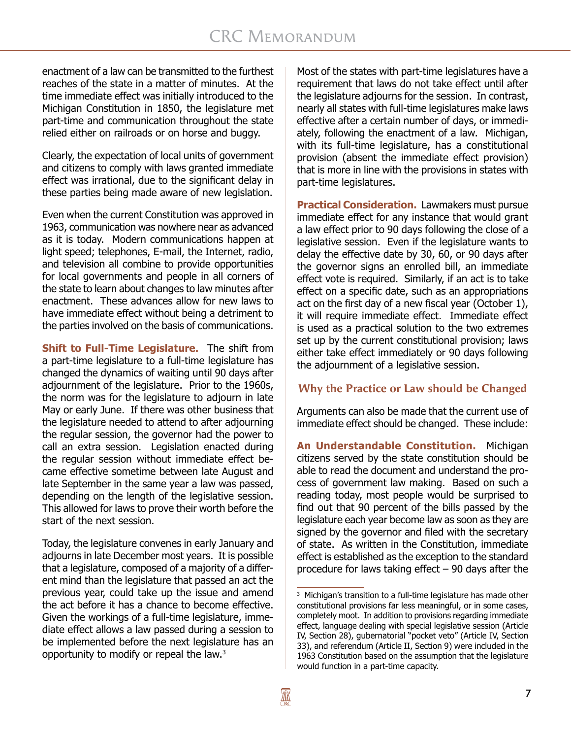enactment of a law can be transmitted to the furthest reaches of the state in a matter of minutes. At the time immediate effect was initially introduced to the Michigan Constitution in 1850, the legislature met part-time and communication throughout the state relied either on railroads or on horse and buggy.

Clearly, the expectation of local units of government and citizens to comply with laws granted immediate effect was irrational, due to the significant delay in these parties being made aware of new legislation.

Even when the current Constitution was approved in 1963, communication was nowhere near as advanced as it is today. Modern communications happen at light speed; telephones, E-mail, the Internet, radio, and television all combine to provide opportunities for local governments and people in all corners of the state to learn about changes to law minutes after enactment. These advances allow for new laws to have immediate effect without being a detriment to the parties involved on the basis of communications.

**Shift to Full-Time Legislature.** The shift from a part-time legislature to a full-time legislature has changed the dynamics of waiting until 90 days after adjournment of the legislature. Prior to the 1960s, the norm was for the legislature to adjourn in late May or early June. If there was other business that the legislature needed to attend to after adjourning the regular session, the governor had the power to call an extra session. Legislation enacted during the regular session without immediate effect became effective sometime between late August and late September in the same year a law was passed, depending on the length of the legislative session. This allowed for laws to prove their worth before the start of the next session.

Today, the legislature convenes in early January and adjourns in late December most years. It is possible that a legislature, composed of a majority of a different mind than the legislature that passed an act the previous year, could take up the issue and amend the act before it has a chance to become effective. Given the workings of a full-time legislature, immediate effect allows a law passed during a session to be implemented before the next legislature has an opportunity to modify or repeal the law.[3]

Most of the states with part-time legislatures have a requirement that laws do not take effect until after the legislature adjourns for the session. In contrast, nearly all states with full-time legislatures make laws effective after a certain number of days, or immediately, following the enactment of a law. Michigan, with its full-time legislature, has a constitutional provision (absent the immediate effect provision) that is more in line with the provisions in states with part-time legislatures.

**Practical Consideration.** Lawmakers must pursue immediate effect for any instance that would grant a law effect prior to 90 days following the close of a legislative session. Even if the legislature wants to delay the effective date by 30, 60, or 90 days after the governor signs an enrolled bill, an immediate effect vote is required. Similarly, if an act is to take effect on a specific date, such as an appropriations act on the first day of a new fiscal year (October 1), it will require immediate effect. Immediate effect is used as a practical solution to the two extremes set up by the current constitutional provision; laws either take effect immediately or 90 days following the adjournment of a legislative session.

## Why the Practice or Law should be Changed

Arguments can also be made that the current use of immediate effect should be changed. These include:

**An Understandable Constitution.** Michigan citizens served by the state constitution should be able to read the document and understand the process of government law making. Based on such a reading today, most people would be surprised to find out that 90 percent of the bills passed by the legislature each year become law as soon as they are signed by the governor and filed with the secretary of state. As written in the Constitution, immediate effect is established as the exception to the standard procedure for laws taking effect – 90 days after the

[3] Michigan's transition to a full-time legislature has made other constitutional provisions far less meaningful, or in some cases, completely moot. In addition to provisions regarding immediate effect, language dealing with special legislative session (Article IV, Section 28), gubernatorial "pocket veto" (Article IV, Section 33), and referendum (Article II, Section 9) were included in the 1963 Constitution based on the assumption that the legislature would function in a part-time capacity.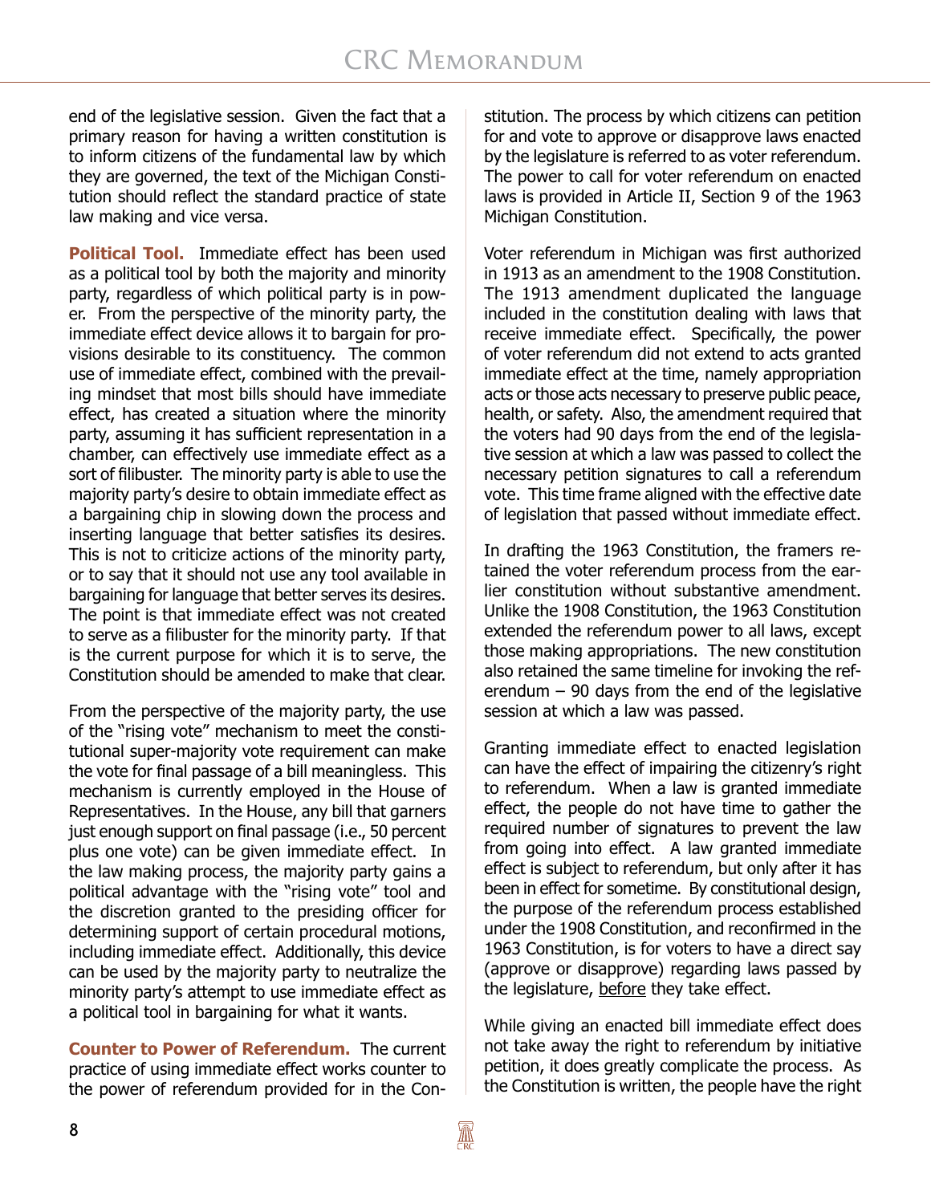end of the legislative session. Given the fact that a primary reason for having a written constitution is to inform citizens of the fundamental law by which they are governed, the text of the Michigan Constitution should reflect the standard practice of state law making and vice versa.

**Political Tool.** Immediate effect has been used as a political tool by both the majority and minority party, regardless of which political party is in power. From the perspective of the minority party, the immediate effect device allows it to bargain for provisions desirable to its constituency. The common use of immediate effect, combined with the prevailing mindset that most bills should have immediate effect, has created a situation where the minority party, assuming it has sufficient representation in a chamber, can effectively use immediate effect as a sort of filibuster. The minority party is able to use the majority party's desire to obtain immediate effect as a bargaining chip in slowing down the process and inserting language that better satisfies its desires. This is not to criticize actions of the minority party, or to say that it should not use any tool available in bargaining for language that better serves its desires. The point is that immediate effect was not created to serve as a filibuster for the minority party. If that is the current purpose for which it is to serve, the Constitution should be amended to make that clear.

From the perspective of the majority party, the use of the "rising vote" mechanism to meet the constitutional super-majority vote requirement can make the vote for final passage of a bill meaningless. This mechanism is currently employed in the House of Representatives. In the House, any bill that garners just enough support on final passage (i.e., 50 percent plus one vote) can be given immediate effect. In the law making process, the majority party gains a political advantage with the "rising vote" tool and the discretion granted to the presiding officer for determining support of certain procedural motions, including immediate effect. Additionally, this device can be used by the majority party to neutralize the minority party's attempt to use immediate effect as a political tool in bargaining for what it wants.

**Counter to Power of Referendum.** The current practice of using immediate effect works counter to the power of referendum provided for in the Constitution. The process by which citizens can petition for and vote to approve or disapprove laws enacted by the legislature is referred to as voter referendum. The power to call for voter referendum on enacted laws is provided in Article II, Section 9 of the 1963 Michigan Constitution.

Voter referendum in Michigan was first authorized in 1913 as an amendment to the 1908 Constitution. The 1913 amendment duplicated the language included in the constitution dealing with laws that receive immediate effect. Specifically, the power of voter referendum did not extend to acts granted immediate effect at the time, namely appropriation acts or those acts necessary to preserve public peace, health, or safety. Also, the amendment required that the voters had 90 days from the end of the legislative session at which a law was passed to collect the necessary petition signatures to call a referendum vote. This time frame aligned with the effective date of legislation that passed without immediate effect.

In drafting the 1963 Constitution, the framers retained the voter referendum process from the earlier constitution without substantive amendment. Unlike the 1908 Constitution, the 1963 Constitution extended the referendum power to all laws, except those making appropriations. The new constitution also retained the same timeline for invoking the referendum – 90 days from the end of the legislative session at which a law was passed.

Granting immediate effect to enacted legislation can have the effect of impairing the citizenry's right to referendum. When a law is granted immediate effect, the people do not have time to gather the required number of signatures to prevent the law from going into effect. A law granted immediate effect is subject to referendum, but only after it has been in effect for sometime. By constitutional design, the purpose of the referendum process established under the 1908 Constitution, and reconfirmed in the 1963 Constitution, is for voters to have a direct say (approve or disapprove) regarding laws passed by the legislature, <u>before</u> they take effect.

While giving an enacted bill immediate effect does not take away the right to referendum by initiative petition, it does greatly complicate the process. As the Constitution is written, the people have the right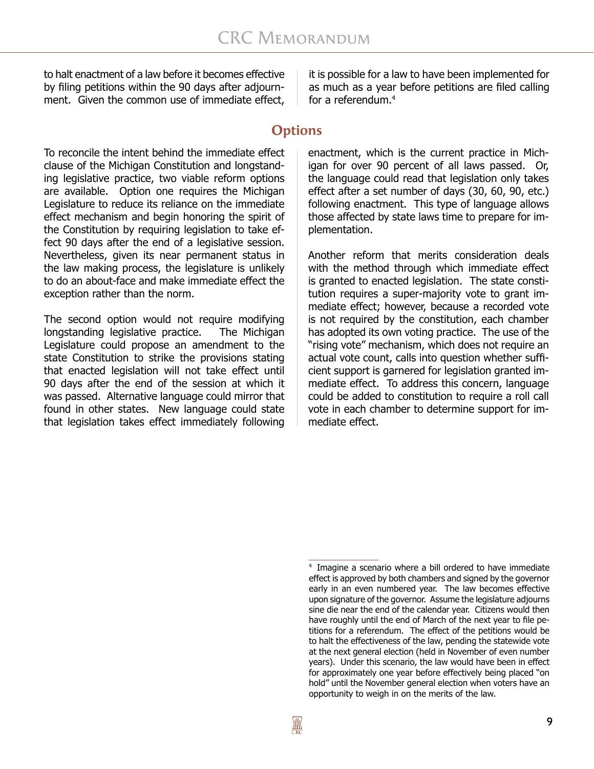to halt enactment of a law before it becomes effective by filing petitions within the 90 days after adjournment. Given the common use of immediate effect, it is possible for a law to have been implemented for as much as a year before petitions are filed calling for a referendum.[4]

## Options

To reconcile the intent behind the immediate effect clause of the Michigan Constitution and longstanding legislative practice, two viable reform options are available. Option one requires the Michigan Legislature to reduce its reliance on the immediate effect mechanism and begin honoring the spirit of the Constitution by requiring legislation to take effect 90 days after the end of a legislative session. Nevertheless, given its near permanent status in the law making process, the legislature is unlikely to do an about-face and make immediate effect the exception rather than the norm.

The second option would not require modifying longstanding legislative practice. The Michigan Legislature could propose an amendment to the state Constitution to strike the provisions stating that enacted legislation will not take effect until 90 days after the end of the session at which it was passed. Alternative language could mirror that found in other states. New language could state that legislation takes effect immediately following enactment, which is the current practice in Michigan for over 90 percent of all laws passed. Or, the language could read that legislation only takes effect after a set number of days (30, 60, 90, etc.) following enactment. This type of language allows those affected by state laws time to prepare for implementation.

Another reform that merits consideration deals with the method through which immediate effect is granted to enacted legislation. The state constitution requires a super-majority vote to grant immediate effect; however, because a recorded vote is not required by the constitution, each chamber has adopted its own voting practice. The use of the "rising vote" mechanism, which does not require an actual vote count, calls into question whether sufficient support is garnered for legislation granted immediate effect. To address this concern, language could be added to constitution to require a roll call vote in each chamber to determine support for immediate effect.

---

[4] Imagine a scenario where a bill ordered to have immediate effect is approved by both chambers and signed by the governor early in an even numbered year. The law becomes effective upon signature of the governor. Assume the legislature adjourns sine die near the end of the calendar year. Citizens would then have roughly until the end of March of the next year to file petitions for a referendum. The effect of the petitions would be to halt the effectiveness of the law, pending the statewide vote at the next general election (held in November of even number years). Under this scenario, the law would have been in effect for approximately one year before effectively being placed "on hold" until the November general election when voters have an opportunity to weigh in on the merits of the law.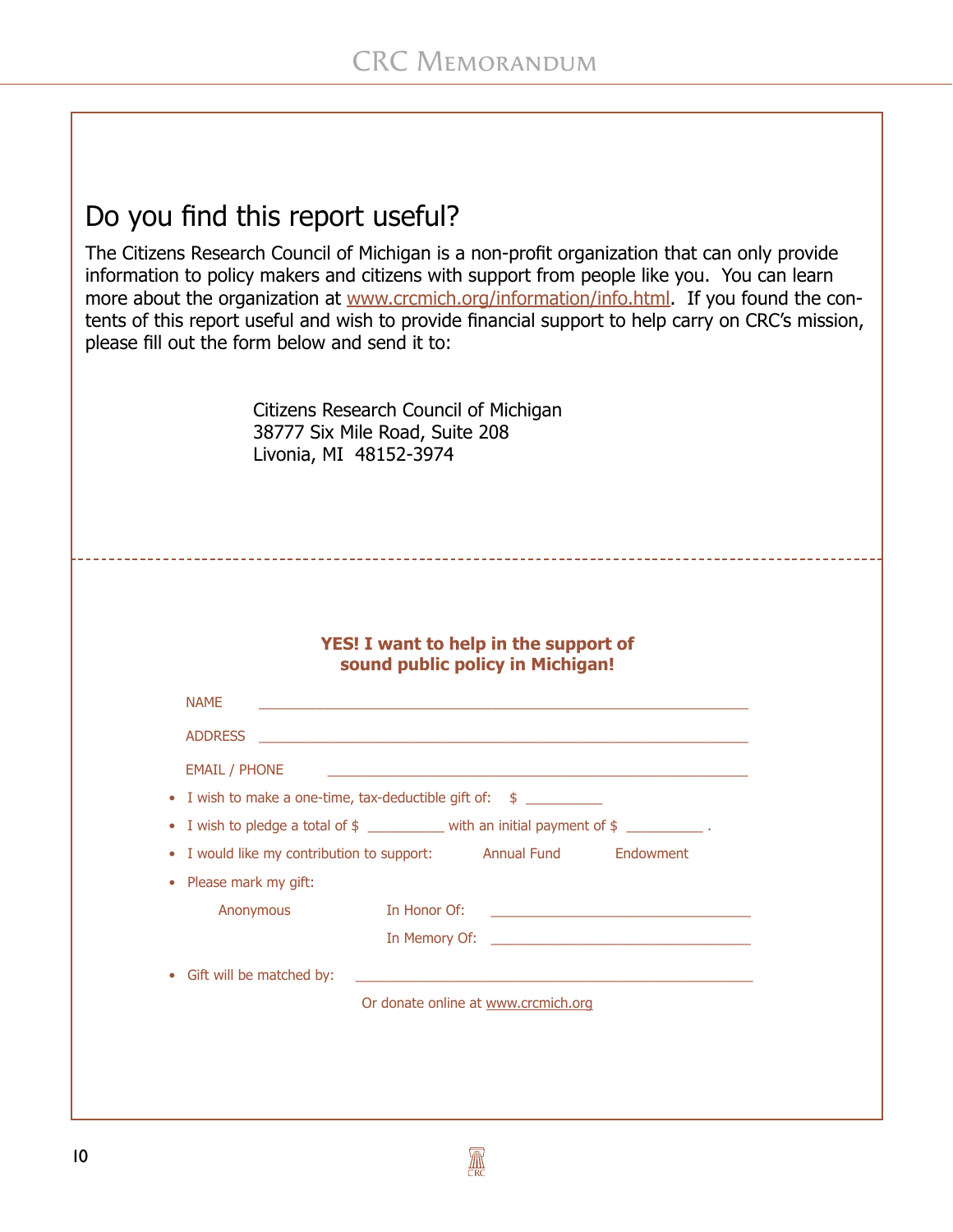## Do you find this report useful?

The Citizens Research Council of Michigan is a non-profit organization that can only provide information to policy makers and citizens with support from people like you. You can learn more about the organization at www.crcmich.org/information/info.html. If you found the contents of this report useful and wish to provide financial support to help carry on CRC's mission, please fill out the form below and send it to:

Citizens Research Council of Michigan
38777 Six Mile Road, Suite 208
Livonia, MI 48152-3974

---

**YES! I want to help in the support of sound public policy in Michigan!**

NAME ____________________________________________

ADDRESS ____________________________________________

EMAIL / PHONE ____________________________________________

- I wish to make a one-time, tax-deductible gift of: $ __________
- I wish to pledge a total of $ __________ with an initial payment of $ __________ .
- I would like my contribution to support: Annual Fund Endowment
- Please mark my gift:

  Anonymous In Honor Of: ______________________________

  In Memory Of: ______________________________

- Gift will be matched by: ____________________________________________

Or donate online at www.crcmich.org